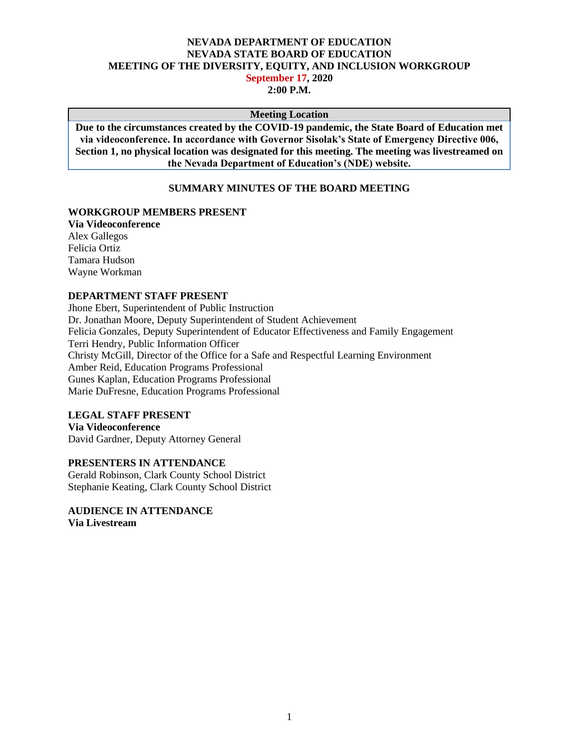# NEVADA DEPARTMENT OF EDUCATION
# NEVADA STATE BOARD OF EDUCATION
# MEETING OF THE DIVERSITY, EQUITY, AND INCLUSION WORKGROUP
## September 17, 2020
## 2:00 P.M.

| Meeting Location |
|---|
| **Due to the circumstances created by the COVID-19 pandemic, the State Board of Education met via videoconference. In accordance with Governor Sisolak's State of Emergency Directive 006, Section 1, no physical location was designated for this meeting. The meeting was livestreamed on the Nevada Department of Education's (NDE) website.** |

## SUMMARY MINUTES OF THE BOARD MEETING

**WORKGROUP MEMBERS PRESENT**
**Via Videoconference**
Alex Gallegos
Felicia Ortiz
Tamara Hudson
Wayne Workman

**DEPARTMENT STAFF PRESENT**
Jhone Ebert, Superintendent of Public Instruction
Dr. Jonathan Moore, Deputy Superintendent of Student Achievement
Felicia Gonzales, Deputy Superintendent of Educator Effectiveness and Family Engagement
Terri Hendry, Public Information Officer
Christy McGill, Director of the Office for a Safe and Respectful Learning Environment
Amber Reid, Education Programs Professional
Gunes Kaplan, Education Programs Professional
Marie DuFresne, Education Programs Professional

**LEGAL STAFF PRESENT**
**Via Videoconference**
David Gardner, Deputy Attorney General

**PRESENTERS IN ATTENDANCE**
Gerald Robinson, Clark County School District
Stephanie Keating, Clark County School District

**AUDIENCE IN ATTENDANCE**
**Via Livestream**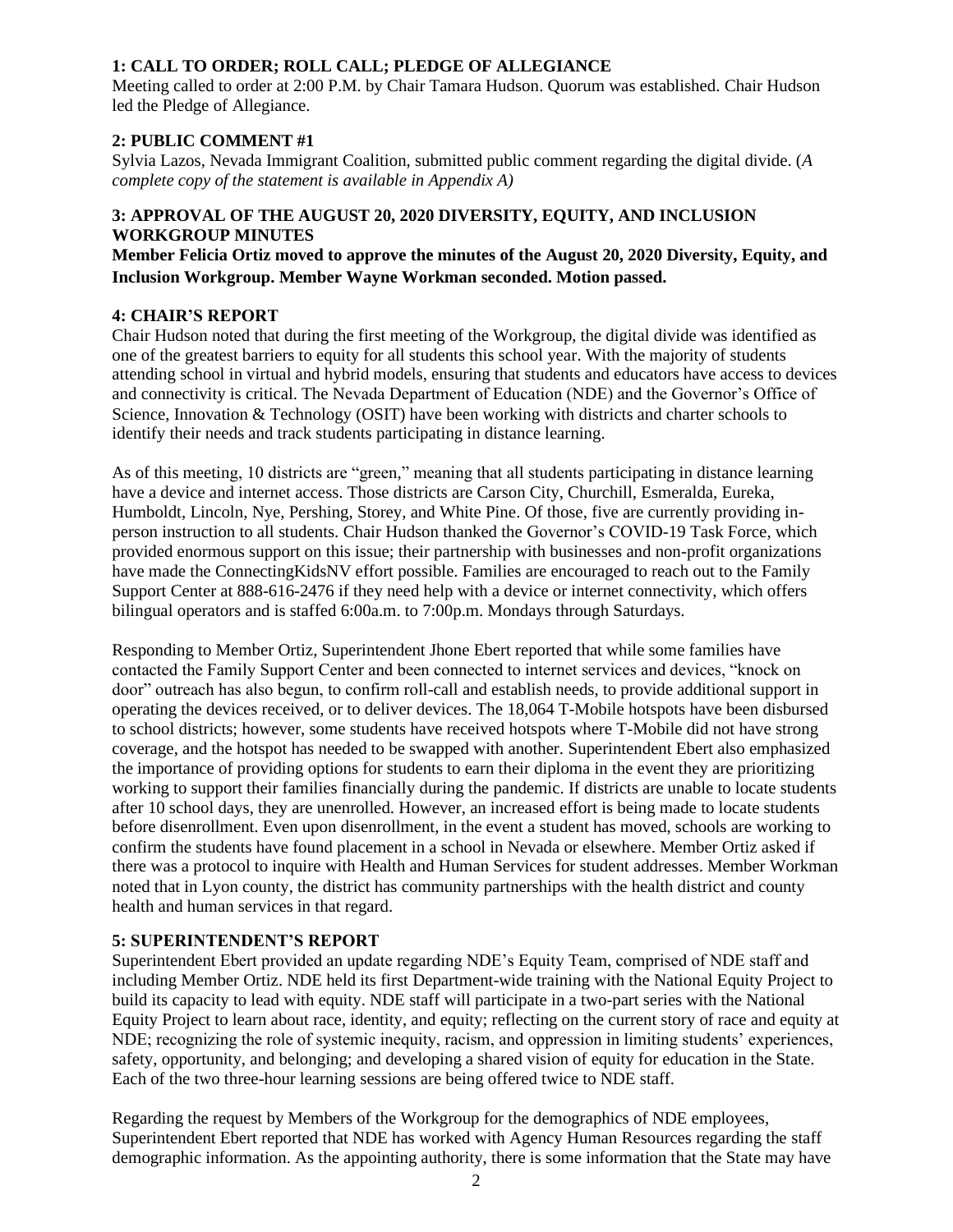## 1: CALL TO ORDER; ROLL CALL; PLEDGE OF ALLEGIANCE

Meeting called to order at 2:00 P.M. by Chair Tamara Hudson. Quorum was established. Chair Hudson led the Pledge of Allegiance.

## 2: PUBLIC COMMENT #1

Sylvia Lazos, Nevada Immigrant Coalition, submitted public comment regarding the digital divide. (*A complete copy of the statement is available in Appendix A)*

## 3: APPROVAL OF THE AUGUST 20, 2020 DIVERSITY, EQUITY, AND INCLUSION WORKGROUP MINUTES

**Member Felicia Ortiz moved to approve the minutes of the August 20, 2020 Diversity, Equity, and Inclusion Workgroup. Member Wayne Workman seconded. Motion passed.**

## 4: CHAIR'S REPORT

Chair Hudson noted that during the first meeting of the Workgroup, the digital divide was identified as one of the greatest barriers to equity for all students this school year. With the majority of students attending school in virtual and hybrid models, ensuring that students and educators have access to devices and connectivity is critical. The Nevada Department of Education (NDE) and the Governor's Office of Science, Innovation & Technology (OSIT) have been working with districts and charter schools to identify their needs and track students participating in distance learning.

As of this meeting, 10 districts are "green," meaning that all students participating in distance learning have a device and internet access. Those districts are Carson City, Churchill, Esmeralda, Eureka, Humboldt, Lincoln, Nye, Pershing, Storey, and White Pine. Of those, five are currently providing in-person instruction to all students. Chair Hudson thanked the Governor's COVID-19 Task Force, which provided enormous support on this issue; their partnership with businesses and non-profit organizations have made the ConnectingKidsNV effort possible. Families are encouraged to reach out to the Family Support Center at 888-616-2476 if they need help with a device or internet connectivity, which offers bilingual operators and is staffed 6:00a.m. to 7:00p.m. Mondays through Saturdays.

Responding to Member Ortiz, Superintendent Jhone Ebert reported that while some families have contacted the Family Support Center and been connected to internet services and devices, "knock on door" outreach has also begun, to confirm roll-call and establish needs, to provide additional support in operating the devices received, or to deliver devices. The 18,064 T-Mobile hotspots have been disbursed to school districts; however, some students have received hotspots where T-Mobile did not have strong coverage, and the hotspot has needed to be swapped with another. Superintendent Ebert also emphasized the importance of providing options for students to earn their diploma in the event they are prioritizing working to support their families financially during the pandemic. If districts are unable to locate students after 10 school days, they are unenrolled. However, an increased effort is being made to locate students before disenrollment. Even upon disenrollment, in the event a student has moved, schools are working to confirm the students have found placement in a school in Nevada or elsewhere. Member Ortiz asked if there was a protocol to inquire with Health and Human Services for student addresses. Member Workman noted that in Lyon county, the district has community partnerships with the health district and county health and human services in that regard.

## 5: SUPERINTENDENT'S REPORT

Superintendent Ebert provided an update regarding NDE's Equity Team, comprised of NDE staff and including Member Ortiz. NDE held its first Department-wide training with the National Equity Project to build its capacity to lead with equity. NDE staff will participate in a two-part series with the National Equity Project to learn about race, identity, and equity; reflecting on the current story of race and equity at NDE; recognizing the role of systemic inequity, racism, and oppression in limiting students' experiences, safety, opportunity, and belonging; and developing a shared vision of equity for education in the State. Each of the two three-hour learning sessions are being offered twice to NDE staff.

Regarding the request by Members of the Workgroup for the demographics of NDE employees, Superintendent Ebert reported that NDE has worked with Agency Human Resources regarding the staff demographic information. As the appointing authority, there is some information that the State may have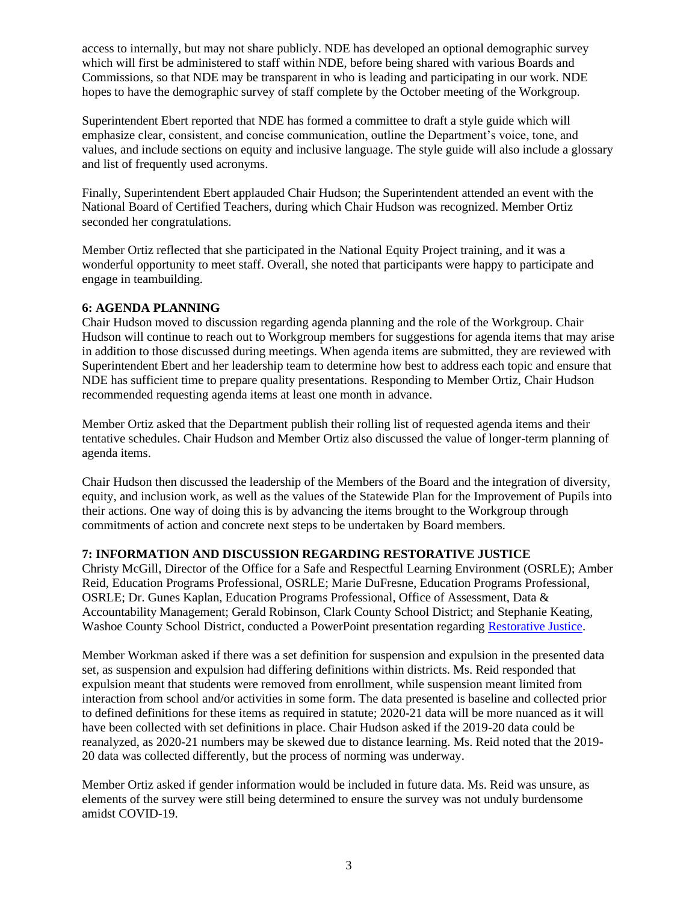access to internally, but may not share publicly. NDE has developed an optional demographic survey which will first be administered to staff within NDE, before being shared with various Boards and Commissions, so that NDE may be transparent in who is leading and participating in our work. NDE hopes to have the demographic survey of staff complete by the October meeting of the Workgroup.

Superintendent Ebert reported that NDE has formed a committee to draft a style guide which will emphasize clear, consistent, and concise communication, outline the Department's voice, tone, and values, and include sections on equity and inclusive language. The style guide will also include a glossary and list of frequently used acronyms.

Finally, Superintendent Ebert applauded Chair Hudson; the Superintendent attended an event with the National Board of Certified Teachers, during which Chair Hudson was recognized. Member Ortiz seconded her congratulations.

Member Ortiz reflected that she participated in the National Equity Project training, and it was a wonderful opportunity to meet staff. Overall, she noted that participants were happy to participate and engage in teambuilding.

## 6: AGENDA PLANNING

Chair Hudson moved to discussion regarding agenda planning and the role of the Workgroup. Chair Hudson will continue to reach out to Workgroup members for suggestions for agenda items that may arise in addition to those discussed during meetings. When agenda items are submitted, they are reviewed with Superintendent Ebert and her leadership team to determine how best to address each topic and ensure that NDE has sufficient time to prepare quality presentations. Responding to Member Ortiz, Chair Hudson recommended requesting agenda items at least one month in advance.

Member Ortiz asked that the Department publish their rolling list of requested agenda items and their tentative schedules. Chair Hudson and Member Ortiz also discussed the value of longer-term planning of agenda items.

Chair Hudson then discussed the leadership of the Members of the Board and the integration of diversity, equity, and inclusion work, as well as the values of the Statewide Plan for the Improvement of Pupils into their actions. One way of doing this is by advancing the items brought to the Workgroup through commitments of action and concrete next steps to be undertaken by Board members.

## 7: INFORMATION AND DISCUSSION REGARDING RESTORATIVE JUSTICE

Christy McGill, Director of the Office for a Safe and Respectful Learning Environment (OSRLE); Amber Reid, Education Programs Professional, OSRLE; Marie DuFresne, Education Programs Professional, OSRLE; Dr. Gunes Kaplan, Education Programs Professional, Office of Assessment, Data & Accountability Management; Gerald Robinson, Clark County School District; and Stephanie Keating, Washoe County School District, conducted a PowerPoint presentation regarding Restorative Justice.

Member Workman asked if there was a set definition for suspension and expulsion in the presented data set, as suspension and expulsion had differing definitions within districts. Ms. Reid responded that expulsion meant that students were removed from enrollment, while suspension meant limited from interaction from school and/or activities in some form. The data presented is baseline and collected prior to defined definitions for these items as required in statute; 2020-21 data will be more nuanced as it will have been collected with set definitions in place. Chair Hudson asked if the 2019-20 data could be reanalyzed, as 2020-21 numbers may be skewed due to distance learning. Ms. Reid noted that the 2019-20 data was collected differently, but the process of norming was underway.

Member Ortiz asked if gender information would be included in future data. Ms. Reid was unsure, as elements of the survey were still being determined to ensure the survey was not unduly burdensome amidst COVID-19.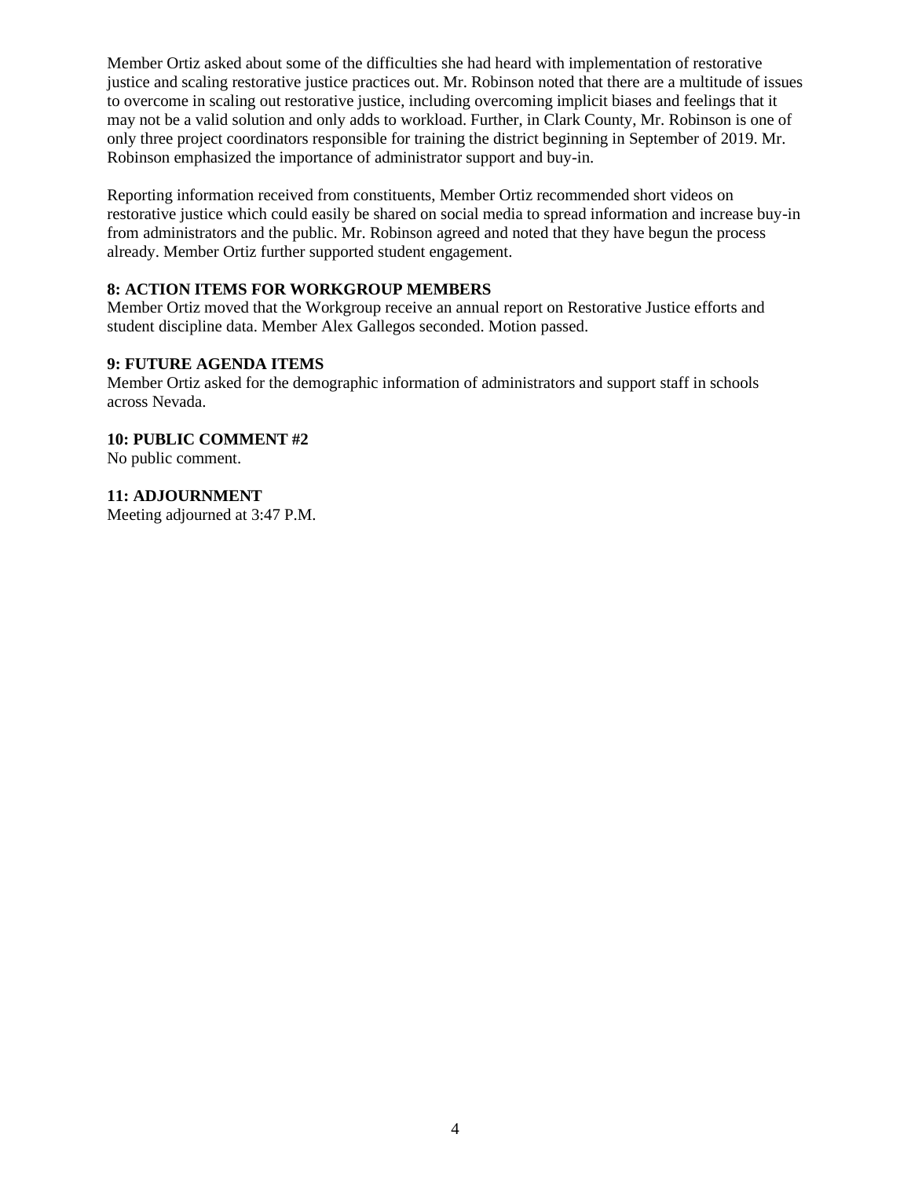Member Ortiz asked about some of the difficulties she had heard with implementation of restorative justice and scaling restorative justice practices out. Mr. Robinson noted that there are a multitude of issues to overcome in scaling out restorative justice, including overcoming implicit biases and feelings that it may not be a valid solution and only adds to workload. Further, in Clark County, Mr. Robinson is one of only three project coordinators responsible for training the district beginning in September of 2019. Mr. Robinson emphasized the importance of administrator support and buy-in.

Reporting information received from constituents, Member Ortiz recommended short videos on restorative justice which could easily be shared on social media to spread information and increase buy-in from administrators and the public. Mr. Robinson agreed and noted that they have begun the process already. Member Ortiz further supported student engagement.

**8: ACTION ITEMS FOR WORKGROUP MEMBERS**

Member Ortiz moved that the Workgroup receive an annual report on Restorative Justice efforts and student discipline data. Member Alex Gallegos seconded. Motion passed.

**9: FUTURE AGENDA ITEMS**

Member Ortiz asked for the demographic information of administrators and support staff in schools across Nevada.

**10: PUBLIC COMMENT #2**

No public comment.

**11: ADJOURNMENT**

Meeting adjourned at 3:47 P.M.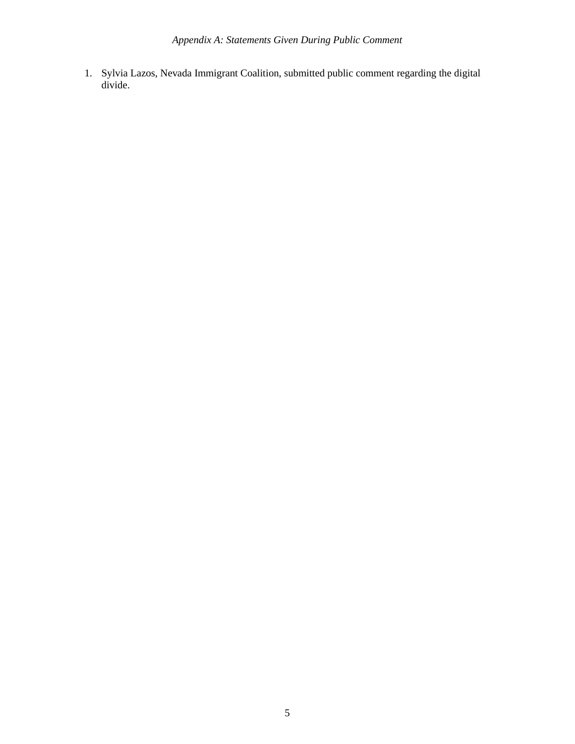*Appendix A: Statements Given During Public Comment*

1. Sylvia Lazos, Nevada Immigrant Coalition, submitted public comment regarding the digital divide.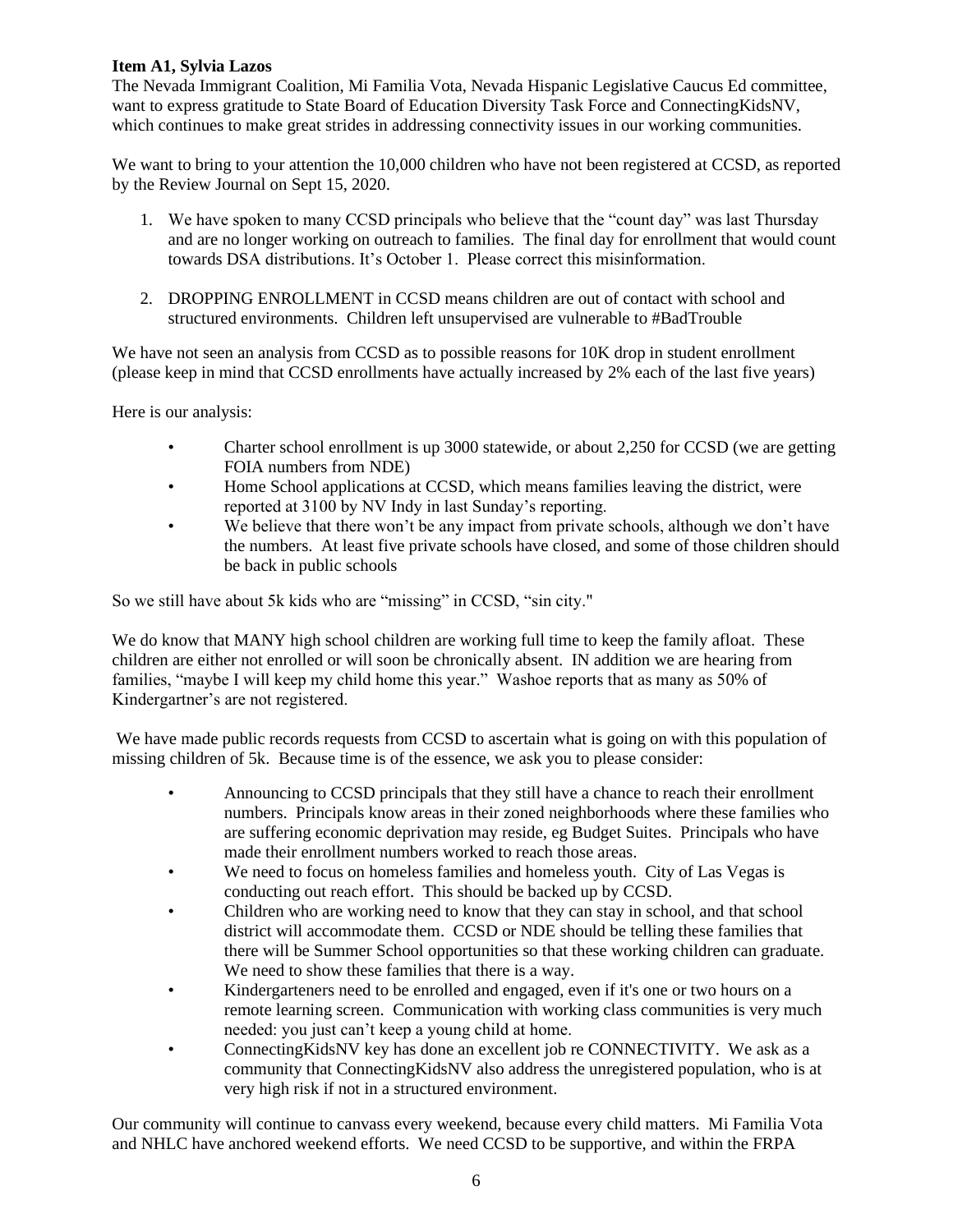**Item A1, Sylvia Lazos**

The Nevada Immigrant Coalition, Mi Familia Vota, Nevada Hispanic Legislative Caucus Ed committee, want to express gratitude to State Board of Education Diversity Task Force and ConnectingKidsNV, which continues to make great strides in addressing connectivity issues in our working communities.

We want to bring to your attention the 10,000 children who have not been registered at CCSD, as reported by the Review Journal on Sept 15, 2020.

1. We have spoken to many CCSD principals who believe that the "count day" was last Thursday and are no longer working on outreach to families. The final day for enrollment that would count towards DSA distributions. It's October 1. Please correct this misinformation.
2. DROPPING ENROLLMENT in CCSD means children are out of contact with school and structured environments. Children left unsupervised are vulnerable to #BadTrouble

We have not seen an analysis from CCSD as to possible reasons for 10K drop in student enrollment (please keep in mind that CCSD enrollments have actually increased by 2% each of the last five years)

Here is our analysis:

- Charter school enrollment is up 3000 statewide, or about 2,250 for CCSD (we are getting FOIA numbers from NDE)
- Home School applications at CCSD, which means families leaving the district, were reported at 3100 by NV Indy in last Sunday's reporting.
- We believe that there won't be any impact from private schools, although we don't have the numbers. At least five private schools have closed, and some of those children should be back in public schools

So we still have about 5k kids who are "missing" in CCSD, "sin city."

We do know that MANY high school children are working full time to keep the family afloat. These children are either not enrolled or will soon be chronically absent. IN addition we are hearing from families, "maybe I will keep my child home this year." Washoe reports that as many as 50% of Kindergartner's are not registered.

We have made public records requests from CCSD to ascertain what is going on with this population of missing children of 5k. Because time is of the essence, we ask you to please consider:

- Announcing to CCSD principals that they still have a chance to reach their enrollment numbers. Principals know areas in their zoned neighborhoods where these families who are suffering economic deprivation may reside, eg Budget Suites. Principals who have made their enrollment numbers worked to reach those areas.
- We need to focus on homeless families and homeless youth. City of Las Vegas is conducting out reach effort. This should be backed up by CCSD.
- Children who are working need to know that they can stay in school, and that school district will accommodate them. CCSD or NDE should be telling these families that there will be Summer School opportunities so that these working children can graduate. We need to show these families that there is a way.
- Kindergarteners need to be enrolled and engaged, even if it's one or two hours on a remote learning screen. Communication with working class communities is very much needed: you just can't keep a young child at home.
- ConnectingKidsNV key has done an excellent job re CONNECTIVITY. We ask as a community that ConnectingKidsNV also address the unregistered population, who is at very high risk if not in a structured environment.

Our community will continue to canvass every weekend, because every child matters. Mi Familia Vota and NHLC have anchored weekend efforts. We need CCSD to be supportive, and within the FRPA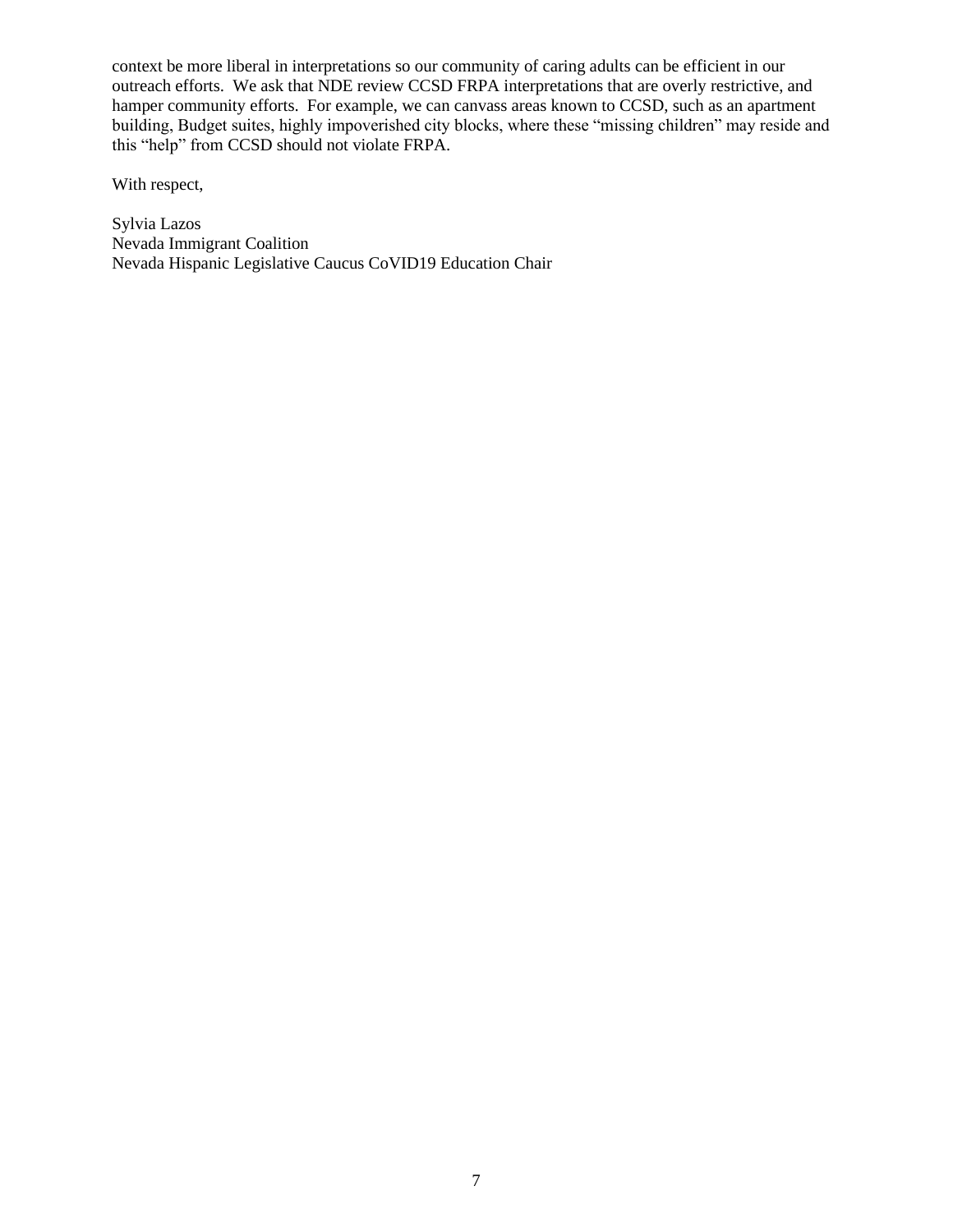context be more liberal in interpretations so our community of caring adults can be efficient in our outreach efforts. We ask that NDE review CCSD FRPA interpretations that are overly restrictive, and hamper community efforts. For example, we can canvass areas known to CCSD, such as an apartment building, Budget suites, highly impoverished city blocks, where these "missing children" may reside and this "help" from CCSD should not violate FRPA.

With respect,

Sylvia Lazos
Nevada Immigrant Coalition
Nevada Hispanic Legislative Caucus CoVID19 Education Chair